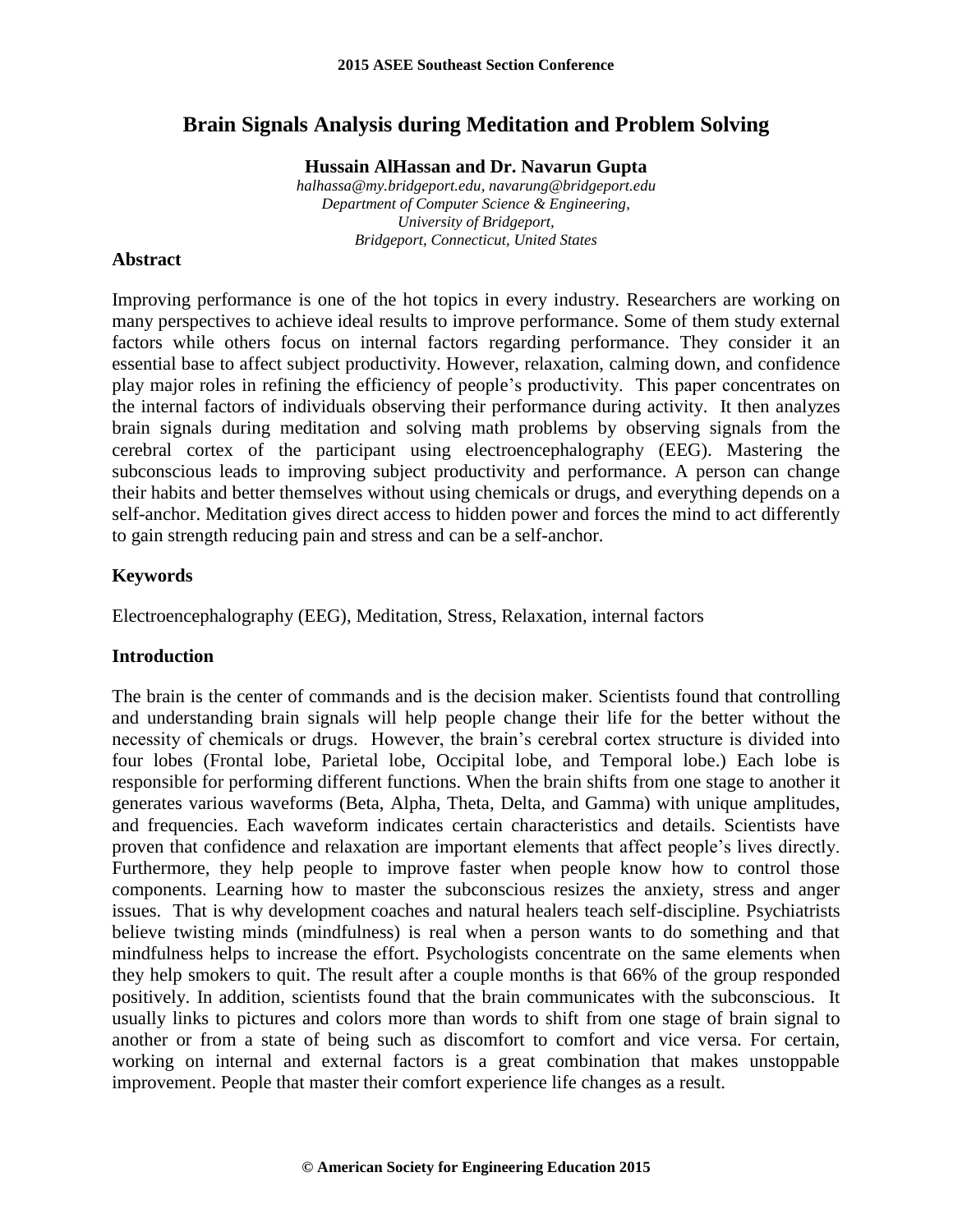# Brain Signals Analysis during Meditation and Problem Solving

**Hussain AlHassan and Dr. Navarun Gupta**

*halhassa@my.bridgeport.edu, navarung@bridgeport.edu*
*Department of Computer Science & Engineering,*
*University of Bridgeport,*
*Bridgeport, Connecticut, United States*

## Abstract

Improving performance is one of the hot topics in every industry. Researchers are working on many perspectives to achieve ideal results to improve performance. Some of them study external factors while others focus on internal factors regarding performance. They consider it an essential base to affect subject productivity. However, relaxation, calming down, and confidence play major roles in refining the efficiency of people's productivity. This paper concentrates on the internal factors of individuals observing their performance during activity. It then analyzes brain signals during meditation and solving math problems by observing signals from the cerebral cortex of the participant using electroencephalography (EEG). Mastering the subconscious leads to improving subject productivity and performance. A person can change their habits and better themselves without using chemicals or drugs, and everything depends on a self-anchor. Meditation gives direct access to hidden power and forces the mind to act differently to gain strength reducing pain and stress and can be a self-anchor.

## Keywords

Electroencephalography (EEG), Meditation, Stress, Relaxation, internal factors

## Introduction

The brain is the center of commands and is the decision maker. Scientists found that controlling and understanding brain signals will help people change their life for the better without the necessity of chemicals or drugs. However, the brain's cerebral cortex structure is divided into four lobes (Frontal lobe, Parietal lobe, Occipital lobe, and Temporal lobe.) Each lobe is responsible for performing different functions. When the brain shifts from one stage to another it generates various waveforms (Beta, Alpha, Theta, Delta, and Gamma) with unique amplitudes, and frequencies. Each waveform indicates certain characteristics and details. Scientists have proven that confidence and relaxation are important elements that affect people's lives directly. Furthermore, they help people to improve faster when people know how to control those components. Learning how to master the subconscious resizes the anxiety, stress and anger issues. That is why development coaches and natural healers teach self-discipline. Psychiatrists believe twisting minds (mindfulness) is real when a person wants to do something and that mindfulness helps to increase the effort. Psychologists concentrate on the same elements when they help smokers to quit. The result after a couple months is that 66% of the group responded positively. In addition, scientists found that the brain communicates with the subconscious. It usually links to pictures and colors more than words to shift from one stage of brain signal to another or from a state of being such as discomfort to comfort and vice versa. For certain, working on internal and external factors is a great combination that makes unstoppable improvement. People that master their comfort experience life changes as a result.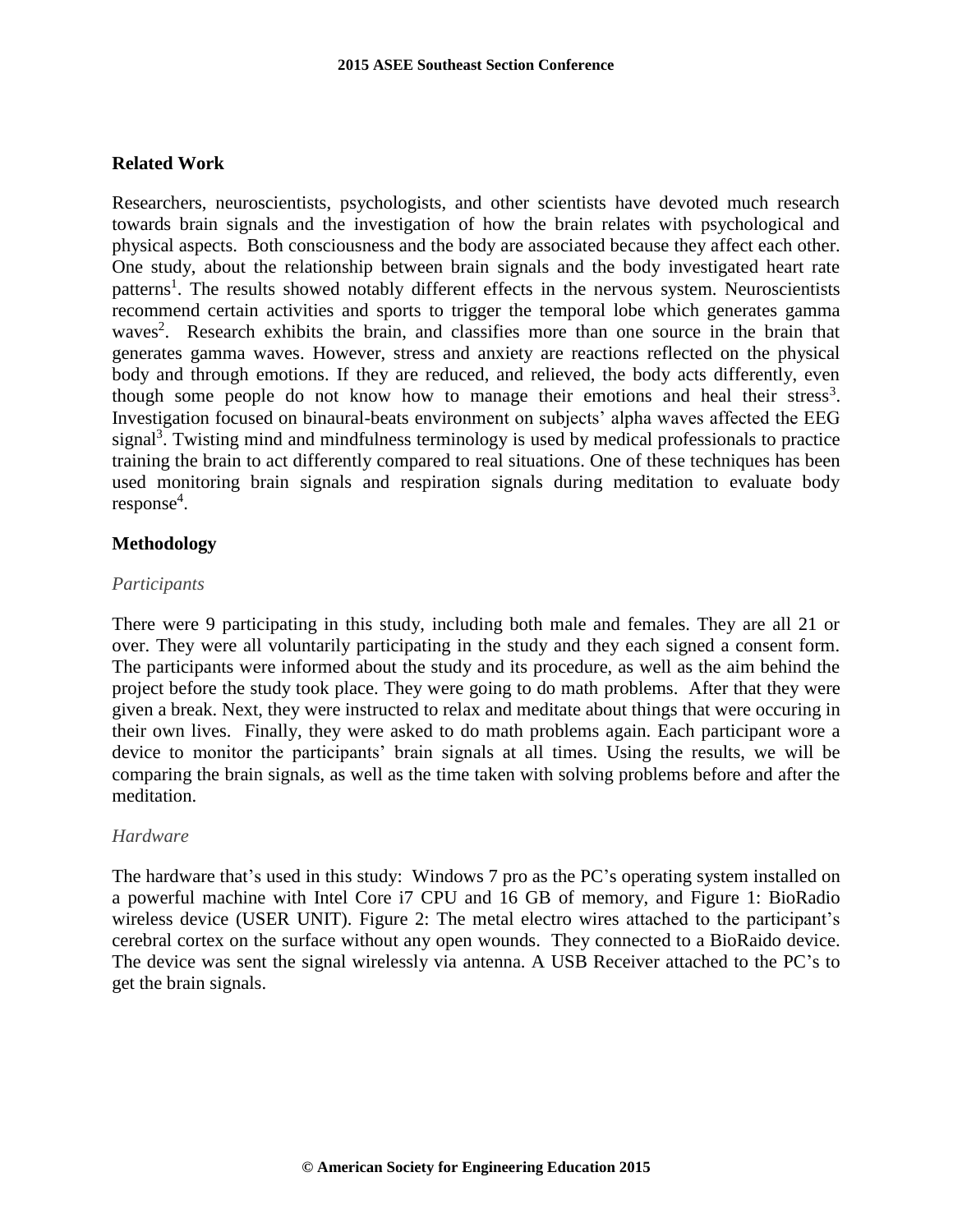## Related Work

Researchers, neuroscientists, psychologists, and other scientists have devoted much research towards brain signals and the investigation of how the brain relates with psychological and physical aspects. Both consciousness and the body are associated because they affect each other. One study, about the relationship between brain signals and the body investigated heart rate patterns[1]. The results showed notably different effects in the nervous system. Neuroscientists recommend certain activities and sports to trigger the temporal lobe which generates gamma waves[2]. Research exhibits the brain, and classifies more than one source in the brain that generates gamma waves. However, stress and anxiety are reactions reflected on the physical body and through emotions. If they are reduced, and relieved, the body acts differently, even though some people do not know how to manage their emotions and heal their stress[3]. Investigation focused on binaural-beats environment on subjects' alpha waves affected the EEG signal[3]. Twisting mind and mindfulness terminology is used by medical professionals to practice training the brain to act differently compared to real situations. One of these techniques has been used monitoring brain signals and respiration signals during meditation to evaluate body response[4].

## Methodology

### *Participants*

There were 9 participating in this study, including both male and females. They are all 21 or over. They were all voluntarily participating in the study and they each signed a consent form. The participants were informed about the study and its procedure, as well as the aim behind the project before the study took place. They were going to do math problems. After that they were given a break. Next, they were instructed to relax and meditate about things that were occuring in their own lives. Finally, they were asked to do math problems again. Each participant wore a device to monitor the participants' brain signals at all times. Using the results, we will be comparing the brain signals, as well as the time taken with solving problems before and after the meditation.

### *Hardware*

The hardware that's used in this study: Windows 7 pro as the PC's operating system installed on a powerful machine with Intel Core i7 CPU and 16 GB of memory, and Figure 1: BioRadio wireless device (USER UNIT). Figure 2: The metal electro wires attached to the participant's cerebral cortex on the surface without any open wounds. They connected to a BioRaido device. The device was sent the signal wirelessly via antenna. A USB Receiver attached to the PC's to get the brain signals.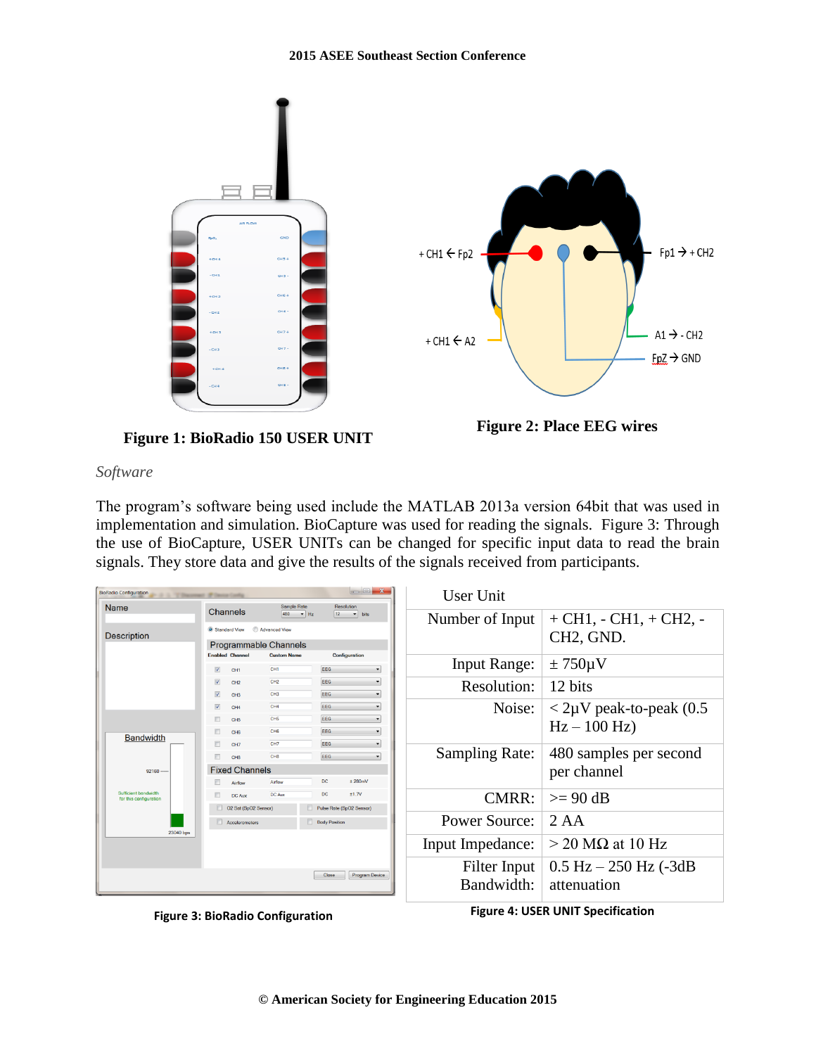Figure 1: BioRadio 150 USER UNIT

Figure 2: Place EEG wires

*Software*

The program's software being used include the MATLAB 2013a version 64bit that was used in implementation and simulation. BioCapture was used for reading the signals. Figure 3: Through the use of BioCapture, USER UNITs can be changed for specific input data to read the brain signals. They store data and give the results of the signals received from participants.

Figure 3: BioRadio Configuration

| User Unit | |
|---|---|
| Number of Input | + CH1, - CH1, + CH2, - CH2, GND. |
| Input Range: | ± 750μV |
| Resolution: | 12 bits |
| Noise: | < 2μV peak-to-peak (0.5 Hz – 100 Hz) |
| Sampling Rate: | 480 samples per second per channel |
| CMRR: | >= 90 dB |
| Power Source: | 2 AA |
| Input Impedance: | > 20 MΩ at 10 Hz |
| Filter Input Bandwidth: | 0.5 Hz – 250 Hz (-3dB attenuation |

Figure 4: USER UNIT Specification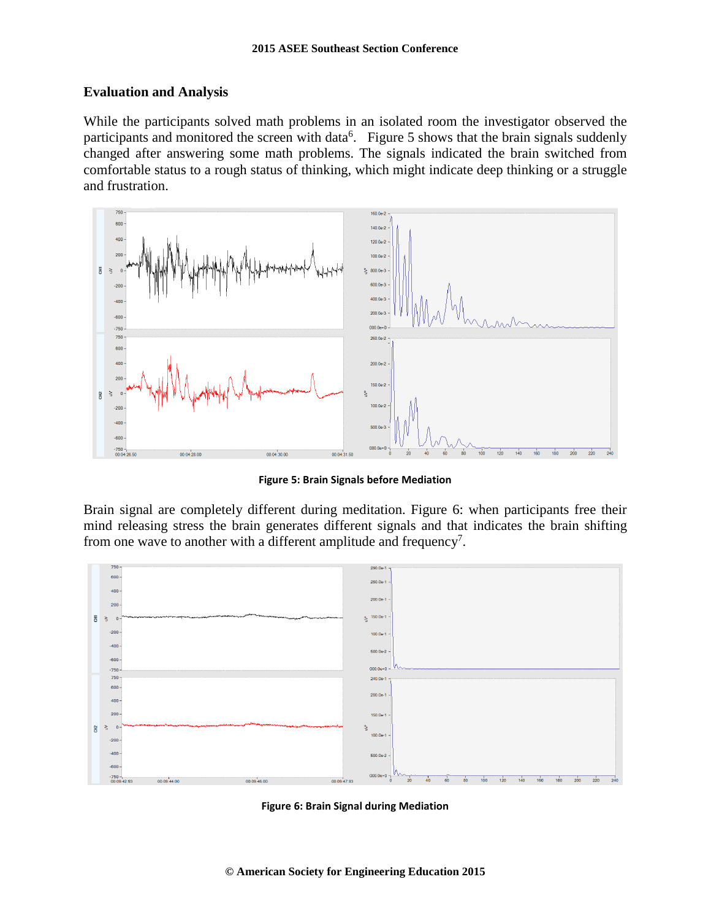## Evaluation and Analysis

While the participants solved math problems in an isolated room the investigator observed the participants and monitored the screen with data[6]. Figure 5 shows that the brain signals suddenly changed after answering some math problems. The signals indicated the brain switched from comfortable status to a rough status of thinking, which might indicate deep thinking or a struggle and frustration.

**Figure 5: Brain Signals before Mediation**

Brain signal are completely different during meditation. Figure 6: when participants free their mind releasing stress the brain generates different signals and that indicates the brain shifting from one wave to another with a different amplitude and frequency[7].

**Figure 6: Brain Signal during Mediation**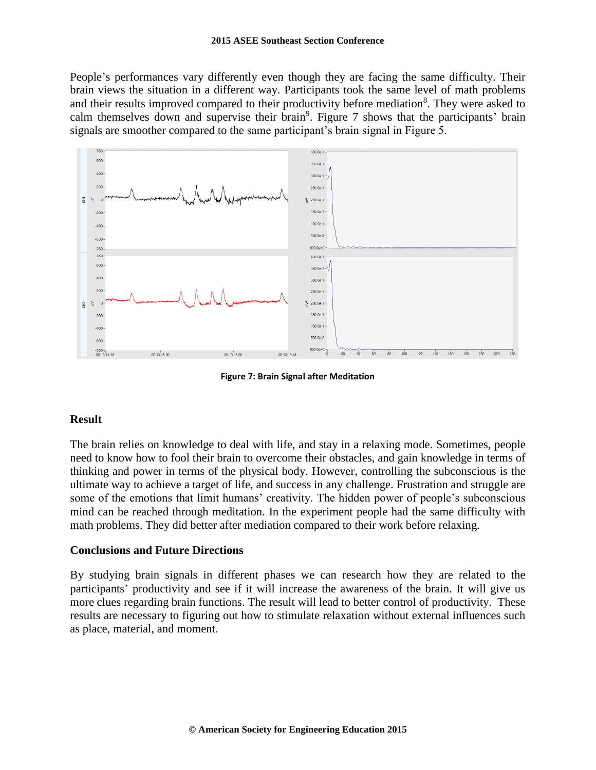People's performances vary differently even though they are facing the same difficulty. Their brain views the situation in a different way. Participants took the same level of math problems and their results improved compared to their productivity before mediation[8]. They were asked to calm themselves down and supervise their brain[9]. Figure 7 shows that the participants' brain signals are smoother compared to the same participant's brain signal in Figure 5.

**Figure 7: Brain Signal after Meditation**

## Result

The brain relies on knowledge to deal with life, and stay in a relaxing mode. Sometimes, people need to know how to fool their brain to overcome their obstacles, and gain knowledge in terms of thinking and power in terms of the physical body. However, controlling the subconscious is the ultimate way to achieve a target of life, and success in any challenge. Frustration and struggle are some of the emotions that limit humans' creativity. The hidden power of people's subconscious mind can be reached through meditation. In the experiment people had the same difficulty with math problems. They did better after mediation compared to their work before relaxing.

## Conclusions and Future Directions

By studying brain signals in different phases we can research how they are related to the participants' productivity and see if it will increase the awareness of the brain. It will give us more clues regarding brain functions. The result will lead to better control of productivity. These results are necessary to figuring out how to stimulate relaxation without external influences such as place, material, and moment.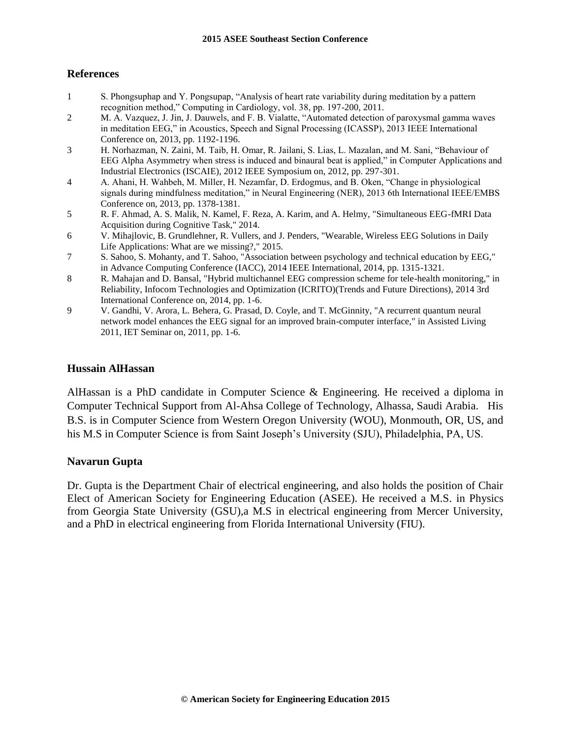## References

1. S. Phongsuphap and Y. Pongsupap, "Analysis of heart rate variability during meditation by a pattern recognition method," Computing in Cardiology, vol. 38, pp. 197-200, 2011.
2. M. A. Vazquez, J. Jin, J. Dauwels, and F. B. Vialatte, "Automated detection of paroxysmal gamma waves in meditation EEG," in Acoustics, Speech and Signal Processing (ICASSP), 2013 IEEE International Conference on, 2013, pp. 1192-1196.
3. H. Norhazman, N. Zaini, M. Taib, H. Omar, R. Jailani, S. Lias, L. Mazalan, and M. Sani, "Behaviour of EEG Alpha Asymmetry when stress is induced and binaural beat is applied," in Computer Applications and Industrial Electronics (ISCAIE), 2012 IEEE Symposium on, 2012, pp. 297-301.
4. A. Ahani, H. Wahbeh, M. Miller, H. Nezamfar, D. Erdogmus, and B. Oken, "Change in physiological signals during mindfulness meditation," in Neural Engineering (NER), 2013 6th International IEEE/EMBS Conference on, 2013, pp. 1378-1381.
5. R. F. Ahmad, A. S. Malik, N. Kamel, F. Reza, A. Karim, and A. Helmy, "Simultaneous EEG-fMRI Data Acquisition during Cognitive Task," 2014.
6. V. Mihajlovic, B. Grundlehner, R. Vullers, and J. Penders, "Wearable, Wireless EEG Solutions in Daily Life Applications: What are we missing?," 2015.
7. S. Sahoo, S. Mohanty, and T. Sahoo, "Association between psychology and technical education by EEG," in Advance Computing Conference (IACC), 2014 IEEE International, 2014, pp. 1315-1321.
8. R. Mahajan and D. Bansal, "Hybrid multichannel EEG compression scheme for tele-health monitoring," in Reliability, Infocom Technologies and Optimization (ICRITO)(Trends and Future Directions), 2014 3rd International Conference on, 2014, pp. 1-6.
9. V. Gandhi, V. Arora, L. Behera, G. Prasad, D. Coyle, and T. McGinnity, "A recurrent quantum neural network model enhances the EEG signal for an improved brain-computer interface," in Assisted Living 2011, IET Seminar on, 2011, pp. 1-6.

## Hussain AlHassan

AlHassan is a PhD candidate in Computer Science & Engineering. He received a diploma in Computer Technical Support from Al-Ahsa College of Technology, Alhassa, Saudi Arabia. His B.S. is in Computer Science from Western Oregon University (WOU), Monmouth, OR, US, and his M.S in Computer Science is from Saint Joseph's University (SJU), Philadelphia, PA, US.

## Navarun Gupta

Dr. Gupta is the Department Chair of electrical engineering, and also holds the position of Chair Elect of American Society for Engineering Education (ASEE). He received a M.S. in Physics from Georgia State University (GSU),a M.S in electrical engineering from Mercer University, and a PhD in electrical engineering from Florida International University (FIU).